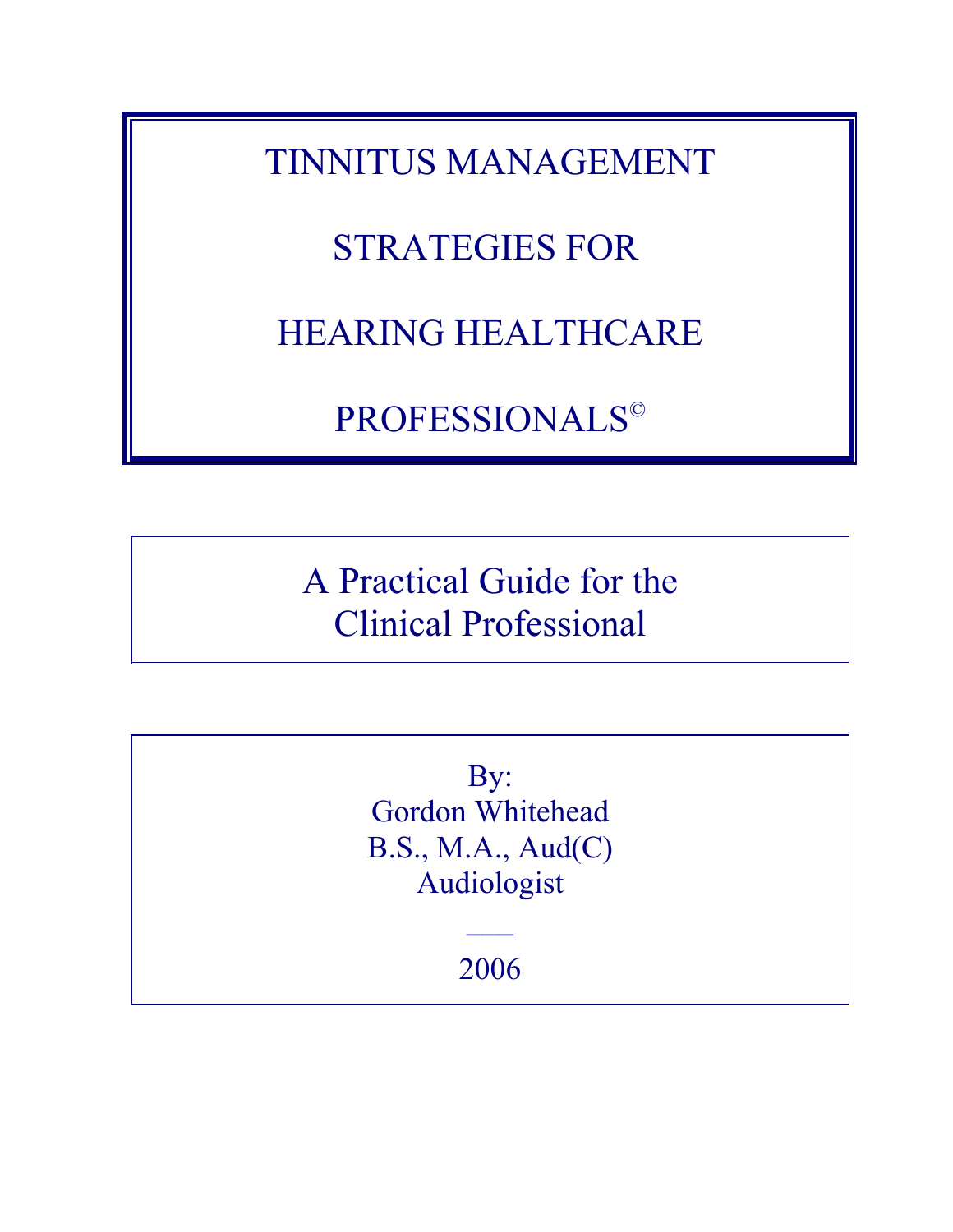# TINNITUS MANAGEMENT STRATEGIES FOR HEARING HEALTHCARE PROFESSIONALS©

## A Practical Guide for the Clinical Professional

By:
Gordon Whitehead
B.S., M.A., Aud(C)
Audiologist

---

2006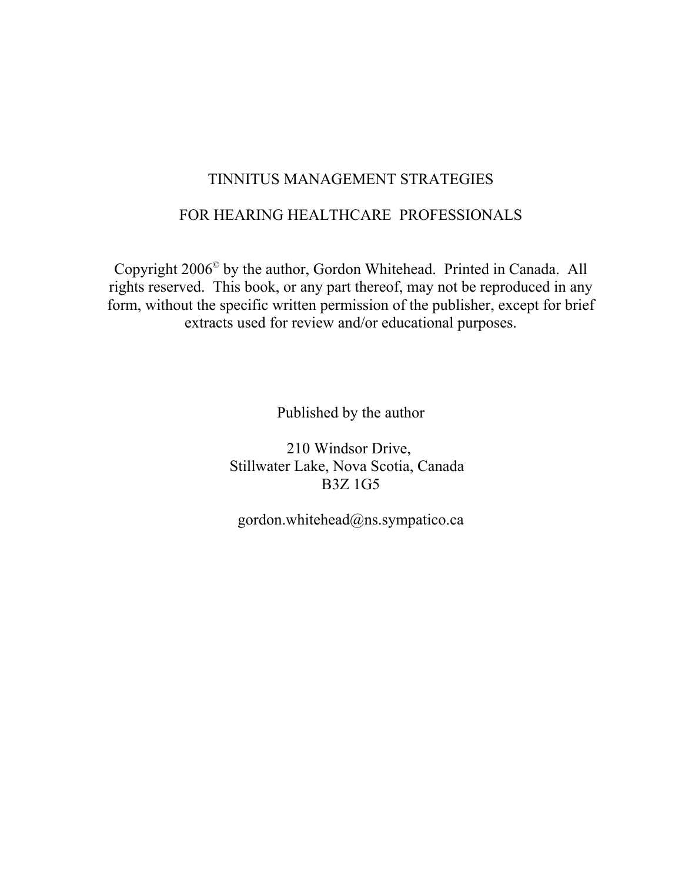TINNITUS MANAGEMENT STRATEGIES

FOR HEARING HEALTHCARE PROFESSIONALS

Copyright 2006© by the author, Gordon Whitehead. Printed in Canada. All rights reserved. This book, or any part thereof, may not be reproduced in any form, without the specific written permission of the publisher, except for brief extracts used for review and/or educational purposes.

Published by the author

210 Windsor Drive,
Stillwater Lake, Nova Scotia, Canada
B3Z 1G5

gordon.whitehead@ns.sympatico.ca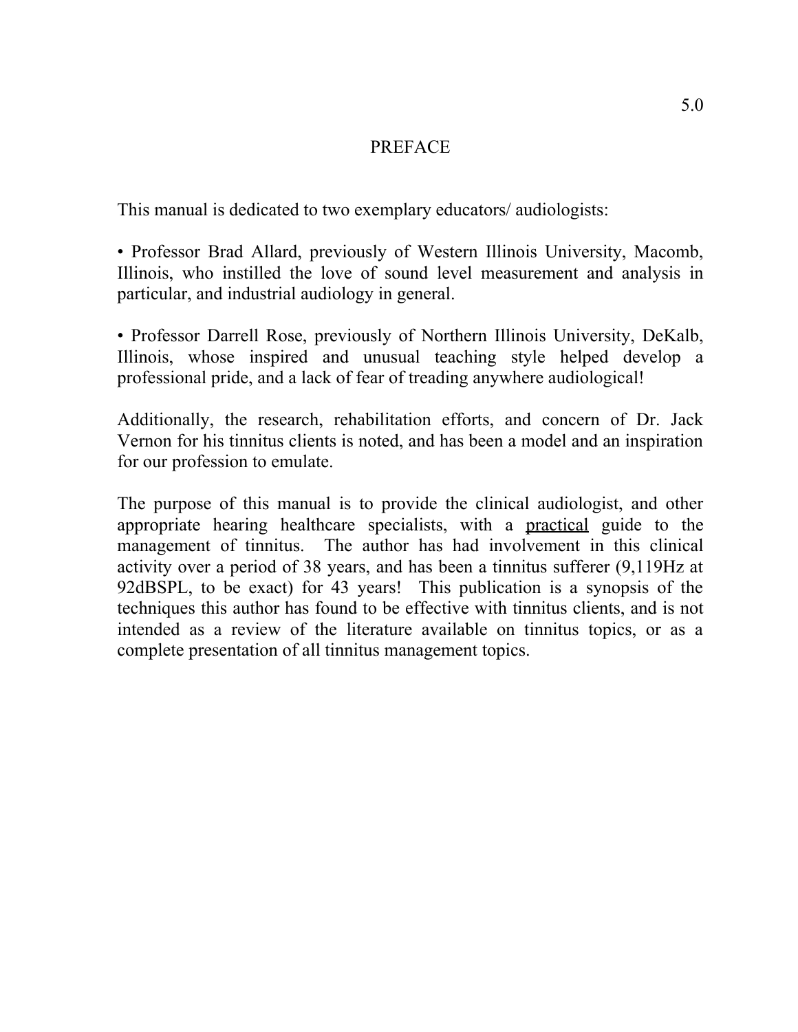# PREFACE

This manual is dedicated to two exemplary educators/ audiologists:

- Professor Brad Allard, previously of Western Illinois University, Macomb, Illinois, who instilled the love of sound level measurement and analysis in particular, and industrial audiology in general.

- Professor Darrell Rose, previously of Northern Illinois University, DeKalb, Illinois, whose inspired and unusual teaching style helped develop a professional pride, and a lack of fear of treading anywhere audiological!

Additionally, the research, rehabilitation efforts, and concern of Dr. Jack Vernon for his tinnitus clients is noted, and has been a model and an inspiration for our profession to emulate.

The purpose of this manual is to provide the clinical audiologist, and other appropriate hearing healthcare specialists, with a <u>practical</u> guide to the management of tinnitus. The author has had involvement in this clinical activity over a period of 38 years, and has been a tinnitus sufferer (9,119Hz at 92dBSPL, to be exact) for 43 years! This publication is a synopsis of the techniques this author has found to be effective with tinnitus clients, and is not intended as a review of the literature available on tinnitus topics, or as a complete presentation of all tinnitus management topics.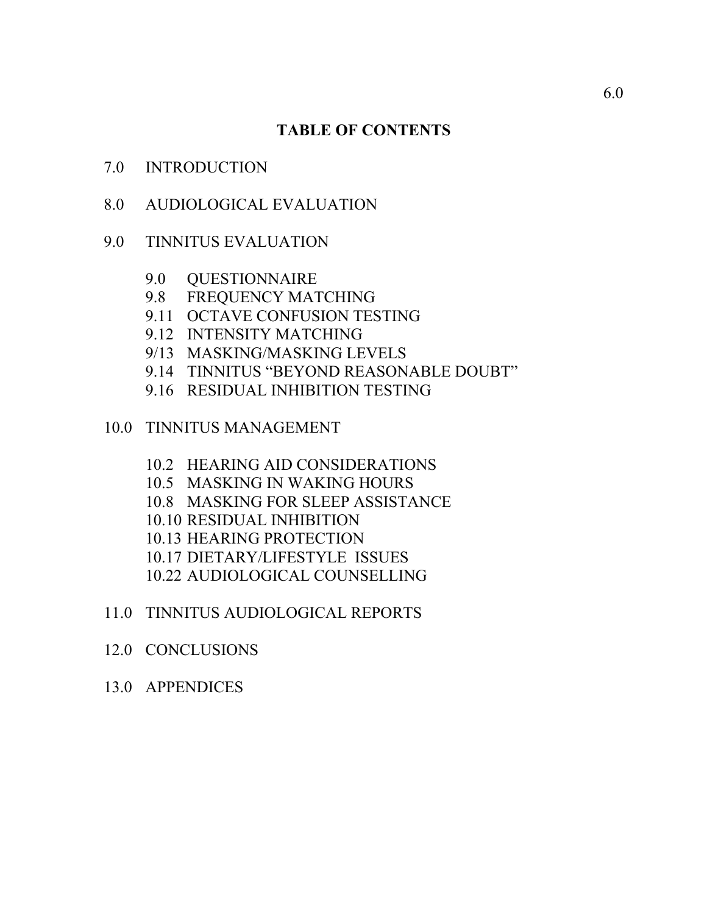## TABLE OF CONTENTS

7.0 INTRODUCTION

8.0 AUDIOLOGICAL EVALUATION

9.0 TINNITUS EVALUATION

- 9.0 QUESTIONNAIRE
- 9.8 FREQUENCY MATCHING
- 9.11 OCTAVE CONFUSION TESTING
- 9.12 INTENSITY MATCHING
- 9/13 MASKING/MASKING LEVELS
- 9.14 TINNITUS "BEYOND REASONABLE DOUBT"
- 9.16 RESIDUAL INHIBITION TESTING

10.0 TINNITUS MANAGEMENT

- 10.2 HEARING AID CONSIDERATIONS
- 10.5 MASKING IN WAKING HOURS
- 10.8 MASKING FOR SLEEP ASSISTANCE
- 10.10 RESIDUAL INHIBITION
- 10.13 HEARING PROTECTION
- 10.17 DIETARY/LIFESTYLE ISSUES
- 10.22 AUDIOLOGICAL COUNSELLING

11.0 TINNITUS AUDIOLOGICAL REPORTS

12.0 CONCLUSIONS

13.0 APPENDICES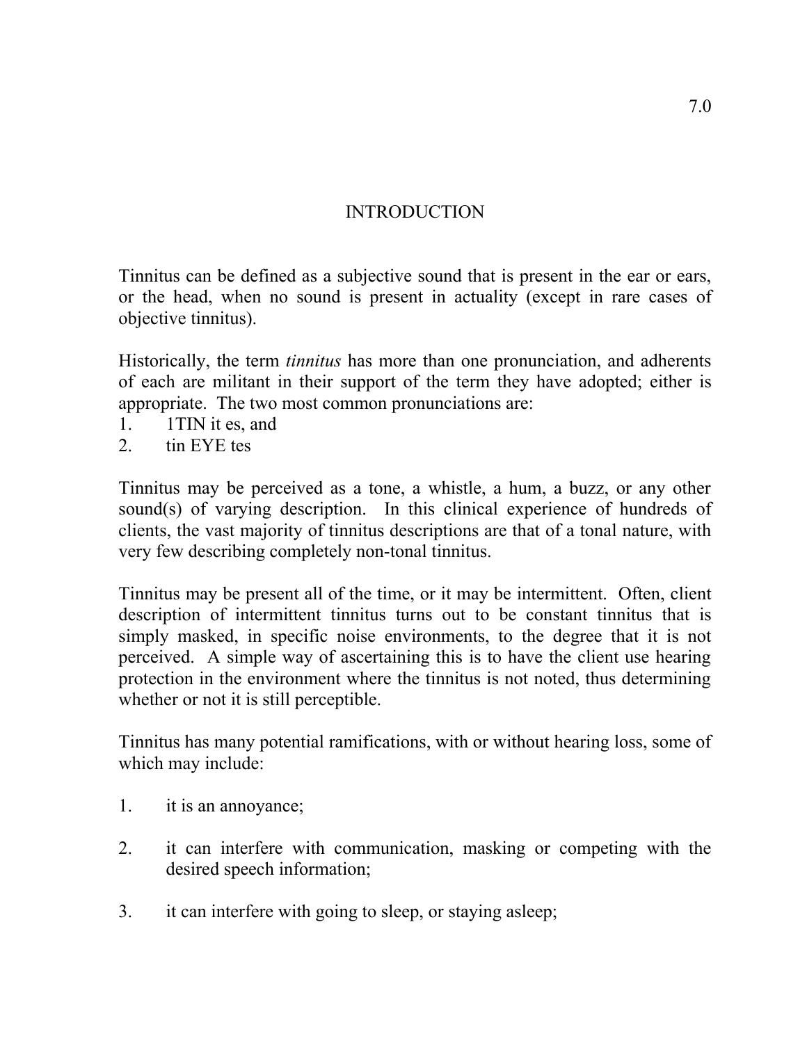## INTRODUCTION

Tinnitus can be defined as a subjective sound that is present in the ear or ears, or the head, when no sound is present in actuality (except in rare cases of objective tinnitus).

Historically, the term *tinnitus* has more than one pronunciation, and adherents of each are militant in their support of the term they have adopted; either is appropriate. The two most common pronunciations are:

1. 1TIN it es, and
2. tin EYE tes

Tinnitus may be perceived as a tone, a whistle, a hum, a buzz, or any other sound(s) of varying description. In this clinical experience of hundreds of clients, the vast majority of tinnitus descriptions are that of a tonal nature, with very few describing completely non-tonal tinnitus.

Tinnitus may be present all of the time, or it may be intermittent. Often, client description of intermittent tinnitus turns out to be constant tinnitus that is simply masked, in specific noise environments, to the degree that it is not perceived. A simple way of ascertaining this is to have the client use hearing protection in the environment where the tinnitus is not noted, thus determining whether or not it is still perceptible.

Tinnitus has many potential ramifications, with or without hearing loss, some of which may include:

1. it is an annoyance;

2. it can interfere with communication, masking or competing with the desired speech information;

3. it can interfere with going to sleep, or staying asleep;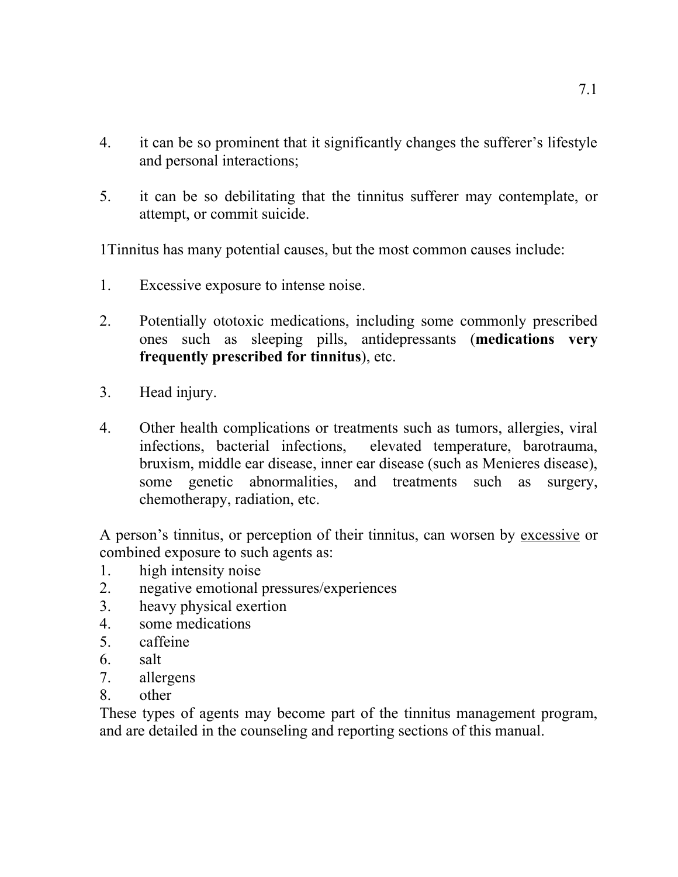4. it can be so prominent that it significantly changes the sufferer's lifestyle and personal interactions;

5. it can be so debilitating that the tinnitus sufferer may contemplate, or attempt, or commit suicide.

1Tinnitus has many potential causes, but the most common causes include:

1. Excessive exposure to intense noise.

2. Potentially ototoxic medications, including some commonly prescribed ones such as sleeping pills, antidepressants (**medications very frequently prescribed for tinnitus**), etc.

3. Head injury.

4. Other health complications or treatments such as tumors, allergies, viral infections, bacterial infections, elevated temperature, barotrauma, bruxism, middle ear disease, inner ear disease (such as Menieres disease), some genetic abnormalities, and treatments such as surgery, chemotherapy, radiation, etc.

A person's tinnitus, or perception of their tinnitus, can worsen by <u>excessive</u> or combined exposure to such agents as:

1. high intensity noise
2. negative emotional pressures/experiences
3. heavy physical exertion
4. some medications
5. caffeine
6. salt
7. allergens
8. other

These types of agents may become part of the tinnitus management program, and are detailed in the counseling and reporting sections of this manual.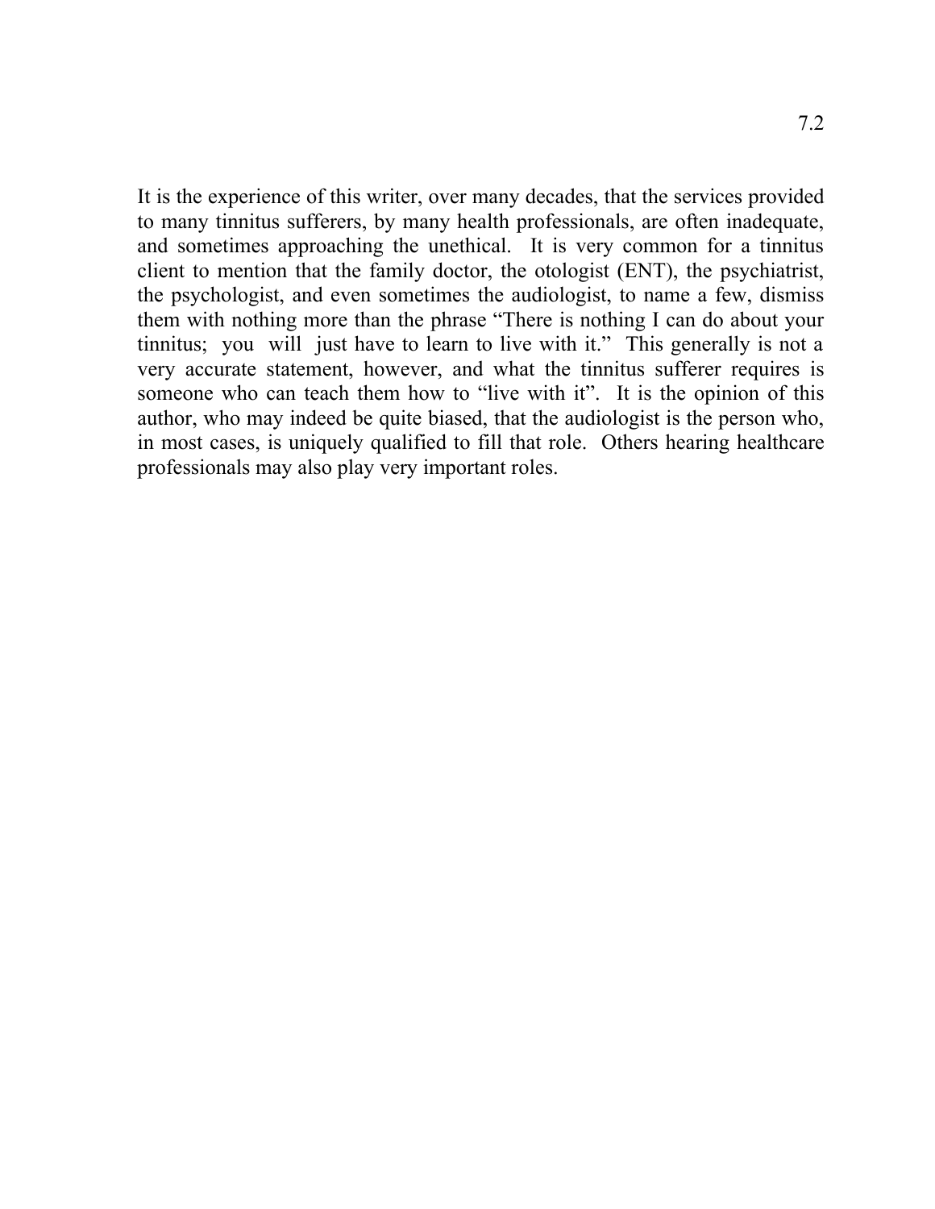It is the experience of this writer, over many decades, that the services provided to many tinnitus sufferers, by many health professionals, are often inadequate, and sometimes approaching the unethical. It is very common for a tinnitus client to mention that the family doctor, the otologist (ENT), the psychiatrist, the psychologist, and even sometimes the audiologist, to name a few, dismiss them with nothing more than the phrase "There is nothing I can do about your tinnitus; you will just have to learn to live with it." This generally is not a very accurate statement, however, and what the tinnitus sufferer requires is someone who can teach them how to "live with it". It is the opinion of this author, who may indeed be quite biased, that the audiologist is the person who, in most cases, is uniquely qualified to fill that role. Others hearing healthcare professionals may also play very important roles.